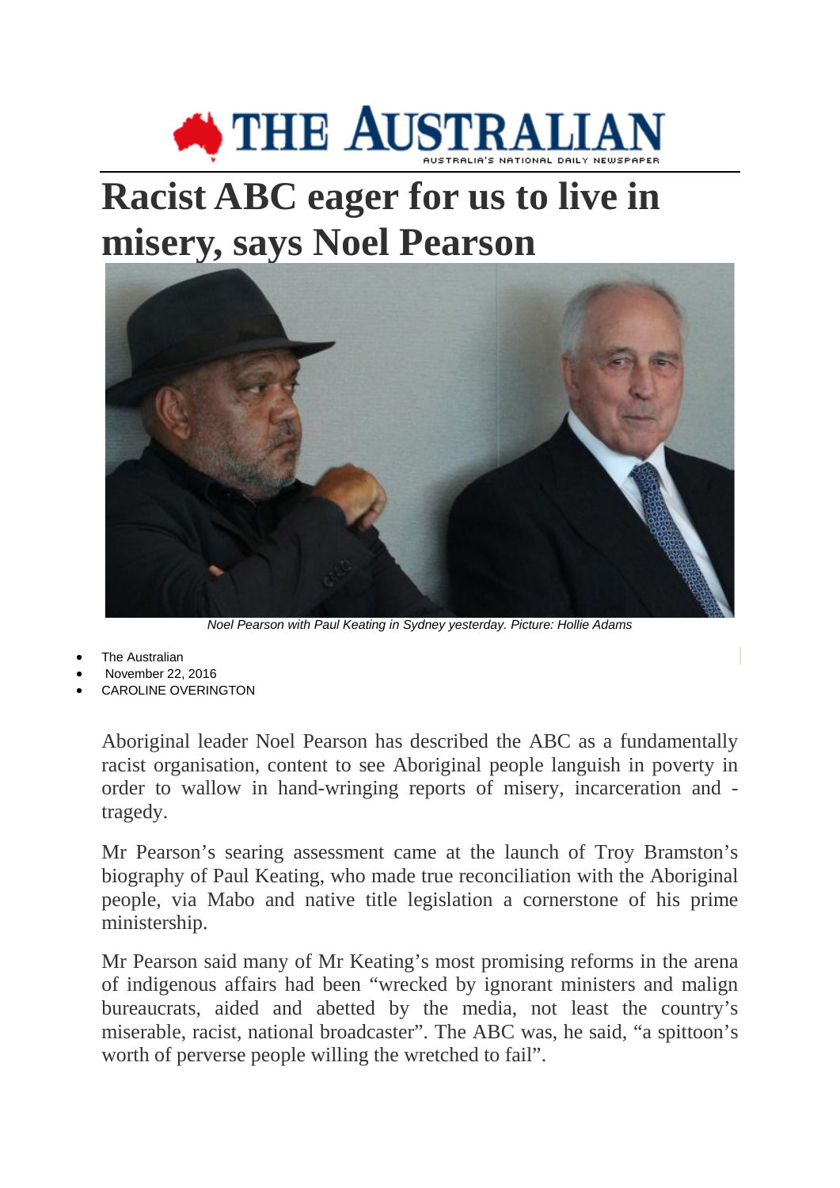THE AUSTRALIAN
AUSTRALIA'S NATIONAL DAILY NEWSPAPER

# Racist ABC eager for us to live in misery, says Noel Pearson

*Noel Pearson with Paul Keating in Sydney yesterday. Picture: Hollie Adams*

- The Australian
- November 22, 2016
- CAROLINE OVERINGTON

Aboriginal leader Noel Pearson has described the ABC as a fundamentally racist organisation, content to see Aboriginal people languish in poverty in order to wallow in hand-wringing reports of misery, incarceration and -tragedy.

Mr Pearson's searing assessment came at the launch of Troy Bramston's biography of Paul Keating, who made true reconciliation with the Aboriginal people, via Mabo and native title legislation a cornerstone of his prime ministership.

Mr Pearson said many of Mr Keating's most promising reforms in the arena of indigenous affairs had been "wrecked by ignorant ministers and malign bureaucrats, aided and abetted by the media, not least the country's miserable, racist, national broadcaster". The ABC was, he said, "a spittoon's worth of perverse people willing the wretched to fail".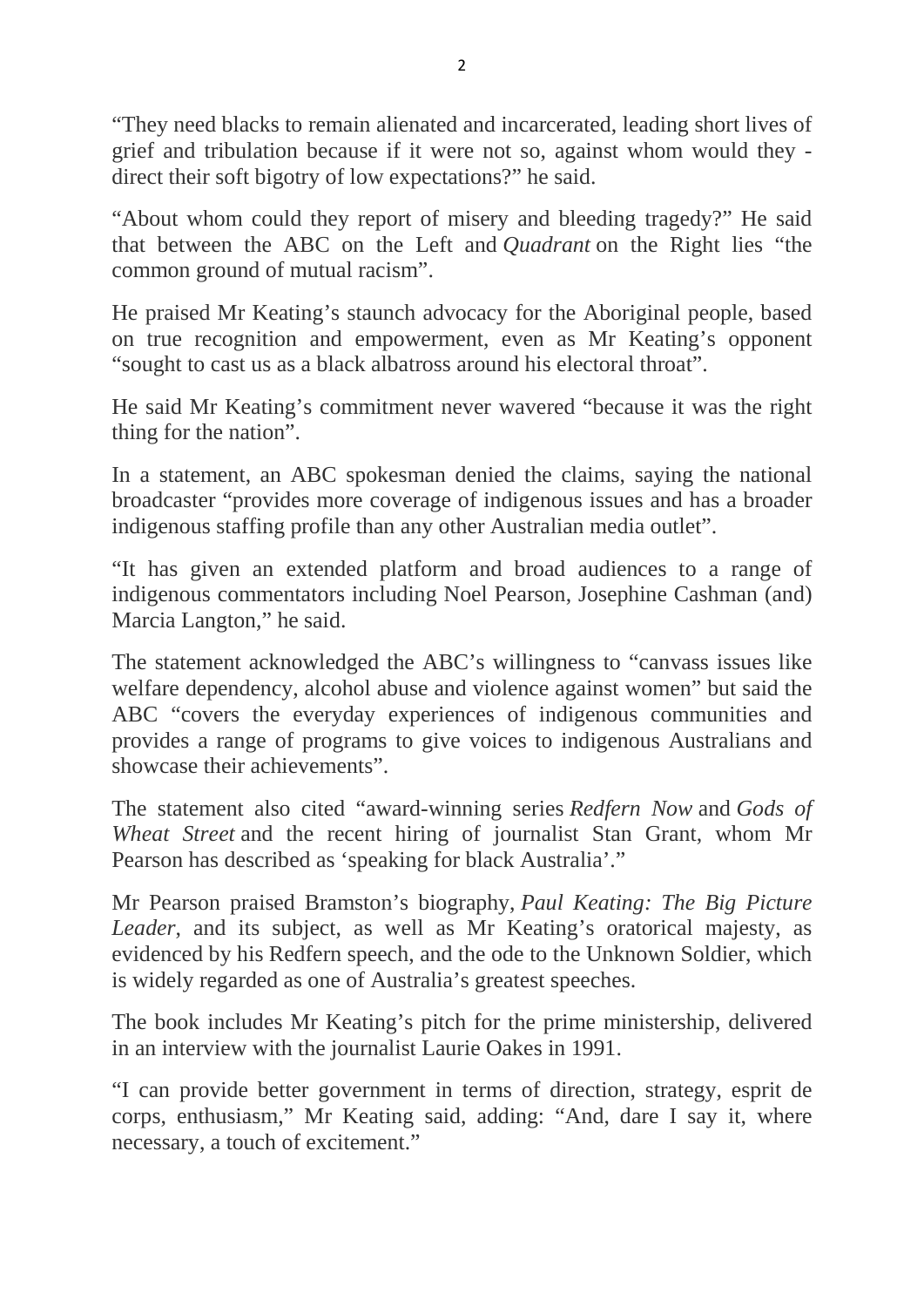"They need blacks to remain alienated and incarcerated, leading short lives of grief and tribulation because if it were not so, against whom would they - direct their soft bigotry of low expectations?" he said.

"About whom could they report of misery and bleeding tragedy?" He said that between the ABC on the Left and *Quadrant* on the Right lies "the common ground of mutual racism".

He praised Mr Keating's staunch advocacy for the Aboriginal people, based on true recognition and empowerment, even as Mr Keating's opponent "sought to cast us as a black albatross around his electoral throat".

He said Mr Keating's commitment never wavered "because it was the right thing for the nation".

In a statement, an ABC spokesman denied the claims, saying the national broadcaster "provides more coverage of indigenous issues and has a broader indigenous staffing profile than any other Australian media outlet".

"It has given an extended platform and broad audiences to a range of indigenous commentators including Noel Pearson, Josephine Cashman (and) Marcia Langton," he said.

The statement acknowledged the ABC's willingness to "canvass issues like welfare dependency, alcohol abuse and violence against women" but said the ABC "covers the everyday experiences of indigenous communities and provides a range of programs to give voices to indigenous Australians and showcase their achievements".

The statement also cited "award-winning series *Redfern Now* and *Gods of Wheat Street* and the recent hiring of journalist Stan Grant, whom Mr Pearson has described as 'speaking for black Australia'."

Mr Pearson praised Bramston's biography, *Paul Keating: The Big Picture Leader*, and its subject, as well as Mr Keating's oratorical majesty, as evidenced by his Redfern speech, and the ode to the Unknown Soldier, which is widely regarded as one of Australia's greatest speeches.

The book includes Mr Keating's pitch for the prime ministership, delivered in an interview with the journalist Laurie Oakes in 1991.

"I can provide better government in terms of direction, strategy, esprit de corps, enthusiasm," Mr Keating said, adding: "And, dare I say it, where necessary, a touch of excitement."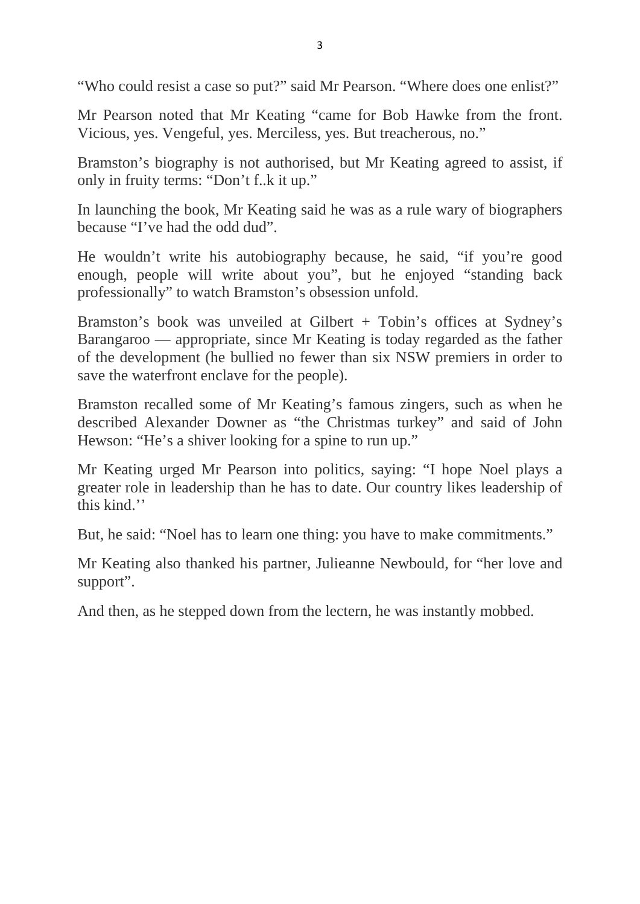“Who could resist a case so put?” said Mr Pearson. “Where does one enlist?”

Mr Pearson noted that Mr Keating “came for Bob Hawke from the front. Vicious, yes. Vengeful, yes. Merciless, yes. But treacherous, no.”

Bramston’s biography is not authorised, but Mr Keating agreed to assist, if only in fruity terms: “Don’t f..k it up.”

In launching the book, Mr Keating said he was as a rule wary of biographers because “I’ve had the odd dud”.

He wouldn’t write his autobiography because, he said, “if you’re good enough, people will write about you”, but he enjoyed “standing back professionally” to watch Bramston’s obsession unfold.

Bramston’s book was unveiled at Gilbert + Tobin’s offices at Sydney’s Barangaroo — appropriate, since Mr Keating is today regarded as the father of the development (he bullied no fewer than six NSW premiers in order to save the waterfront enclave for the people).

Bramston recalled some of Mr Keating’s famous zingers, such as when he described Alexander Downer as “the Christmas turkey” and said of John Hewson: “He’s a shiver looking for a spine to run up.”

Mr Keating urged Mr Pearson into politics, saying: “I hope Noel plays a greater role in leadership than he has to date. Our country likes leadership of this kind.’’

But, he said: “Noel has to learn one thing: you have to make commitments.”

Mr Keating also thanked his partner, Julieanne Newbould, for “her love and support”.

And then, as he stepped down from the lectern, he was instantly mobbed.